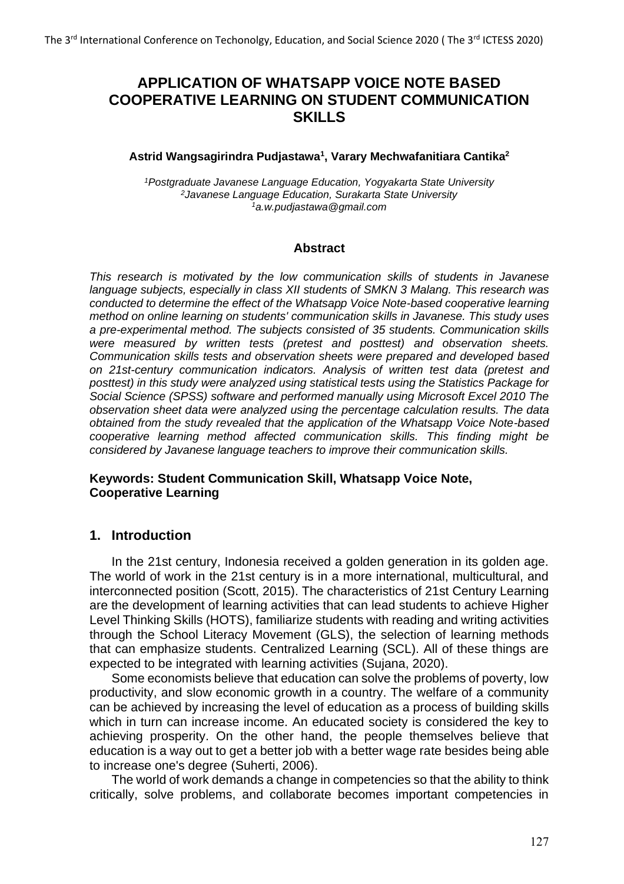# APPLICATION OF WHATSAPP VOICE NOTE BASED COOPERATIVE LEARNING ON STUDENT COMMUNICATION SKILLS

**Astrid Wangsagirindra Pudjastawa[1], Varary Mechwafanitiara Cantika[2]**

*[1]Postgraduate Javanese Language Education, Yogyakarta State University*
*[2]Javanese Language Education, Surakarta State University*
*[1]a.w.pudjastawa@gmail.com*

### Abstract

*This research is motivated by the low communication skills of students in Javanese language subjects, especially in class XII students of SMKN 3 Malang. This research was conducted to determine the effect of the Whatsapp Voice Note-based cooperative learning method on online learning on students' communication skills in Javanese. This study uses a pre-experimental method. The subjects consisted of 35 students. Communication skills were measured by written tests (pretest and posttest) and observation sheets. Communication skills tests and observation sheets were prepared and developed based on 21st-century communication indicators. Analysis of written test data (pretest and posttest) in this study were analyzed using statistical tests using the Statistics Package for Social Science (SPSS) software and performed manually using Microsoft Excel 2010 The observation sheet data were analyzed using the percentage calculation results. The data obtained from the study revealed that the application of the Whatsapp Voice Note-based cooperative learning method affected communication skills. This finding might be considered by Javanese language teachers to improve their communication skills.*

**Keywords: Student Communication Skill, Whatsapp Voice Note, Cooperative Learning**

## 1. Introduction

In the 21st century, Indonesia received a golden generation in its golden age. The world of work in the 21st century is in a more international, multicultural, and interconnected position (Scott, 2015). The characteristics of 21st Century Learning are the development of learning activities that can lead students to achieve Higher Level Thinking Skills (HOTS), familiarize students with reading and writing activities through the School Literacy Movement (GLS), the selection of learning methods that can emphasize students. Centralized Learning (SCL). All of these things are expected to be integrated with learning activities (Sujana, 2020).

Some economists believe that education can solve the problems of poverty, low productivity, and slow economic growth in a country. The welfare of a community can be achieved by increasing the level of education as a process of building skills which in turn can increase income. An educated society is considered the key to achieving prosperity. On the other hand, the people themselves believe that education is a way out to get a better job with a better wage rate besides being able to increase one's degree (Suherti, 2006).

The world of work demands a change in competencies so that the ability to think critically, solve problems, and collaborate becomes important competencies in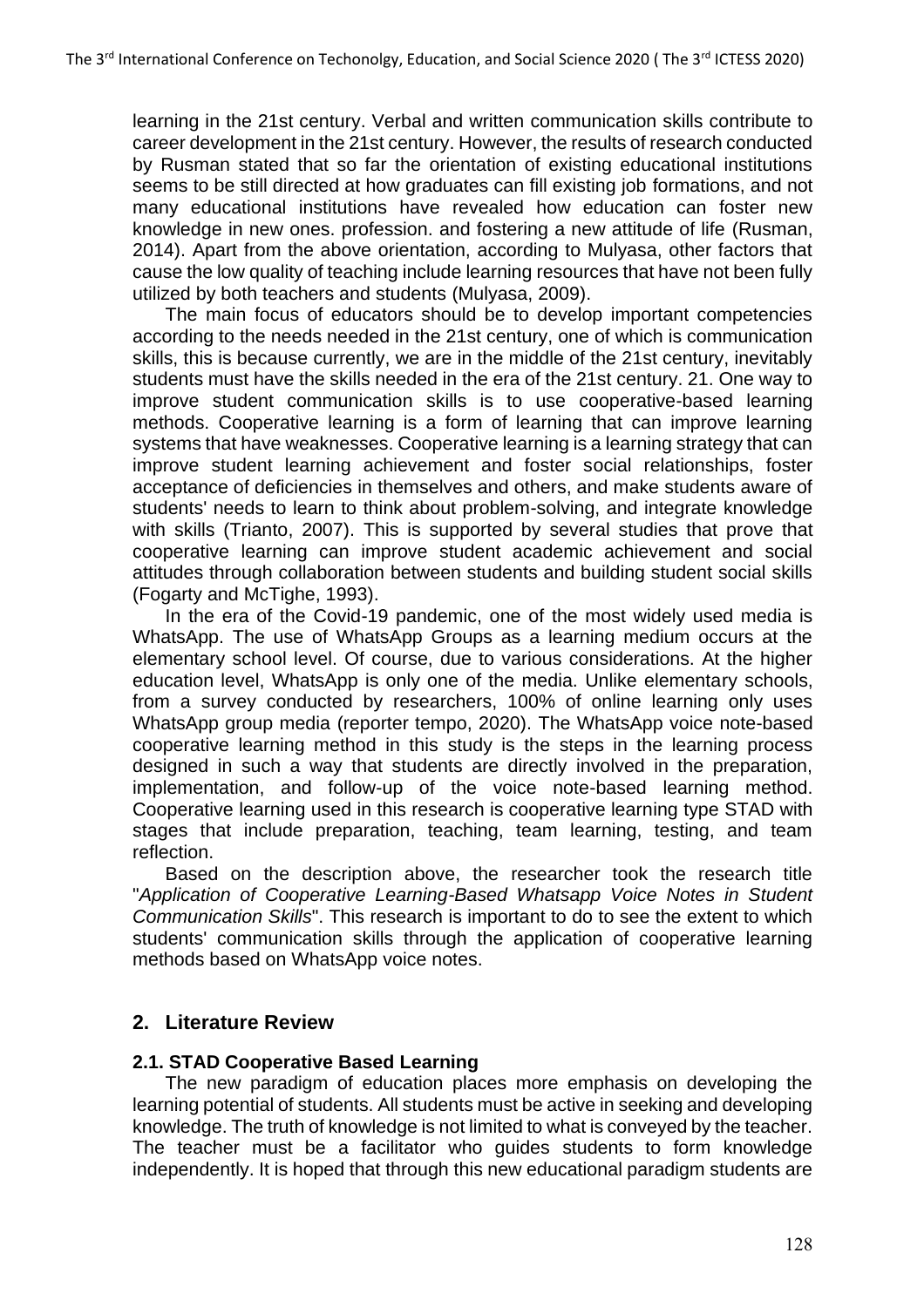learning in the 21st century. Verbal and written communication skills contribute to career development in the 21st century. However, the results of research conducted by Rusman stated that so far the orientation of existing educational institutions seems to be still directed at how graduates can fill existing job formations, and not many educational institutions have revealed how education can foster new knowledge in new ones. profession. and fostering a new attitude of life (Rusman, 2014). Apart from the above orientation, according to Mulyasa, other factors that cause the low quality of teaching include learning resources that have not been fully utilized by both teachers and students (Mulyasa, 2009).

The main focus of educators should be to develop important competencies according to the needs needed in the 21st century, one of which is communication skills, this is because currently, we are in the middle of the 21st century, inevitably students must have the skills needed in the era of the 21st century. 21. One way to improve student communication skills is to use cooperative-based learning methods. Cooperative learning is a form of learning that can improve learning systems that have weaknesses. Cooperative learning is a learning strategy that can improve student learning achievement and foster social relationships, foster acceptance of deficiencies in themselves and others, and make students aware of students' needs to learn to think about problem-solving, and integrate knowledge with skills (Trianto, 2007). This is supported by several studies that prove that cooperative learning can improve student academic achievement and social attitudes through collaboration between students and building student social skills (Fogarty and McTighe, 1993).

In the era of the Covid-19 pandemic, one of the most widely used media is WhatsApp. The use of WhatsApp Groups as a learning medium occurs at the elementary school level. Of course, due to various considerations. At the higher education level, WhatsApp is only one of the media. Unlike elementary schools, from a survey conducted by researchers, 100% of online learning only uses WhatsApp group media (reporter tempo, 2020). The WhatsApp voice note-based cooperative learning method in this study is the steps in the learning process designed in such a way that students are directly involved in the preparation, implementation, and follow-up of the voice note-based learning method. Cooperative learning used in this research is cooperative learning type STAD with stages that include preparation, teaching, team learning, testing, and team reflection.

Based on the description above, the researcher took the research title "*Application of Cooperative Learning-Based Whatsapp Voice Notes in Student Communication Skills*". This research is important to do to see the extent to which students' communication skills through the application of cooperative learning methods based on WhatsApp voice notes.

## 2. Literature Review

### 2.1. STAD Cooperative Based Learning

The new paradigm of education places more emphasis on developing the learning potential of students. All students must be active in seeking and developing knowledge. The truth of knowledge is not limited to what is conveyed by the teacher. The teacher must be a facilitator who guides students to form knowledge independently. It is hoped that through this new educational paradigm students are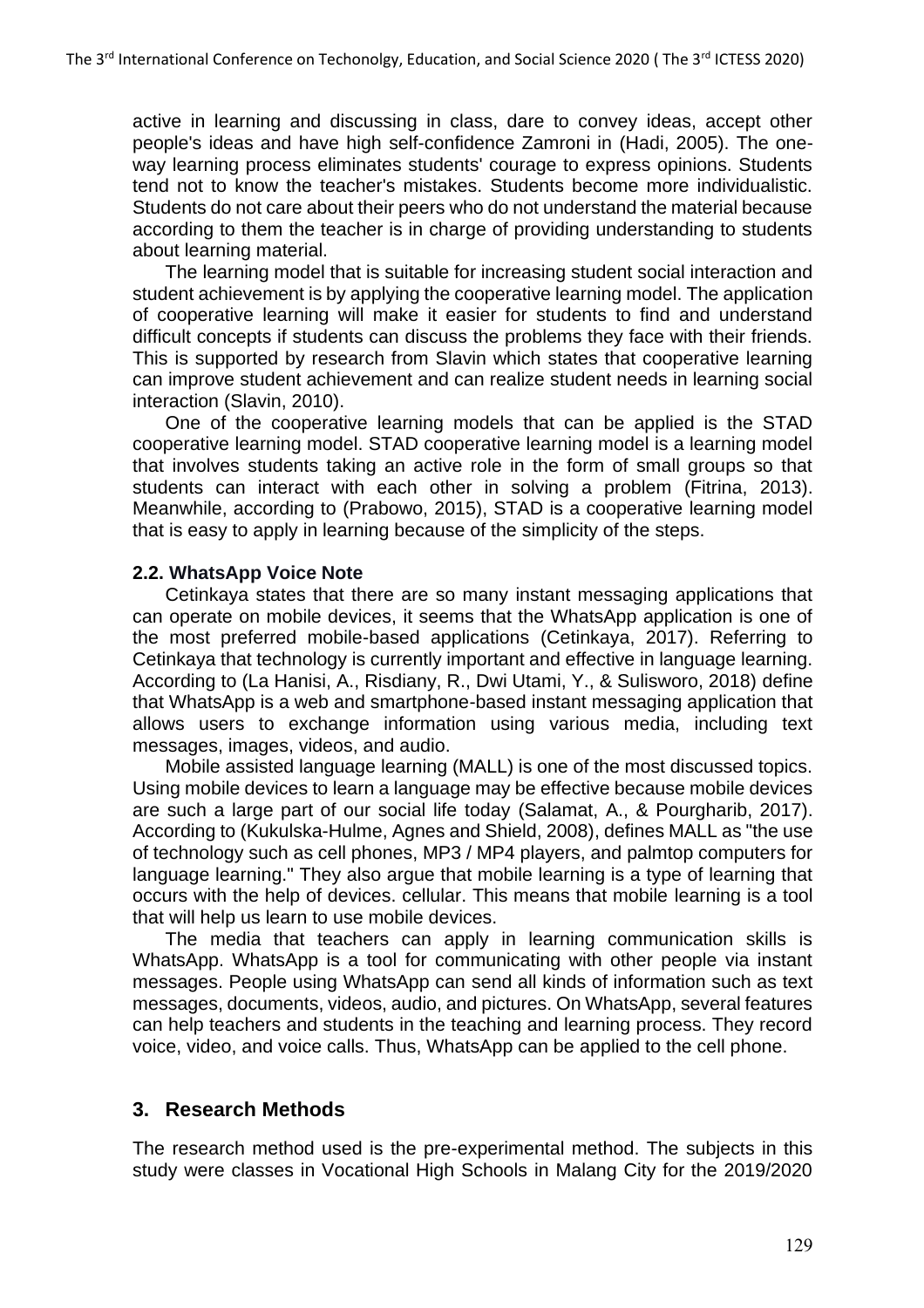active in learning and discussing in class, dare to convey ideas, accept other people's ideas and have high self-confidence Zamroni in (Hadi, 2005). The one-way learning process eliminates students' courage to express opinions. Students tend not to know the teacher's mistakes. Students become more individualistic. Students do not care about their peers who do not understand the material because according to them the teacher is in charge of providing understanding to students about learning material.

The learning model that is suitable for increasing student social interaction and student achievement is by applying the cooperative learning model. The application of cooperative learning will make it easier for students to find and understand difficult concepts if students can discuss the problems they face with their friends. This is supported by research from Slavin which states that cooperative learning can improve student achievement and can realize student needs in learning social interaction (Slavin, 2010).

One of the cooperative learning models that can be applied is the STAD cooperative learning model. STAD cooperative learning model is a learning model that involves students taking an active role in the form of small groups so that students can interact with each other in solving a problem (Fitrina, 2013). Meanwhile, according to (Prabowo, 2015), STAD is a cooperative learning model that is easy to apply in learning because of the simplicity of the steps.

### 2.2. WhatsApp Voice Note

Cetinkaya states that there are so many instant messaging applications that can operate on mobile devices, it seems that the WhatsApp application is one of the most preferred mobile-based applications (Cetinkaya, 2017). Referring to Cetinkaya that technology is currently important and effective in language learning. According to (La Hanisi, A., Risdiany, R., Dwi Utami, Y., & Sulisworo, 2018) define that WhatsApp is a web and smartphone-based instant messaging application that allows users to exchange information using various media, including text messages, images, videos, and audio.

Mobile assisted language learning (MALL) is one of the most discussed topics. Using mobile devices to learn a language may be effective because mobile devices are such a large part of our social life today (Salamat, A., & Pourgharib, 2017). According to (Kukulska-Hulme, Agnes and Shield, 2008), defines MALL as "the use of technology such as cell phones, MP3 / MP4 players, and palmtop computers for language learning." They also argue that mobile learning is a type of learning that occurs with the help of devices. cellular. This means that mobile learning is a tool that will help us learn to use mobile devices.

The media that teachers can apply in learning communication skills is WhatsApp. WhatsApp is a tool for communicating with other people via instant messages. People using WhatsApp can send all kinds of information such as text messages, documents, videos, audio, and pictures. On WhatsApp, several features can help teachers and students in the teaching and learning process. They record voice, video, and voice calls. Thus, WhatsApp can be applied to the cell phone.

## 3. Research Methods

The research method used is the pre-experimental method. The subjects in this study were classes in Vocational High Schools in Malang City for the 2019/2020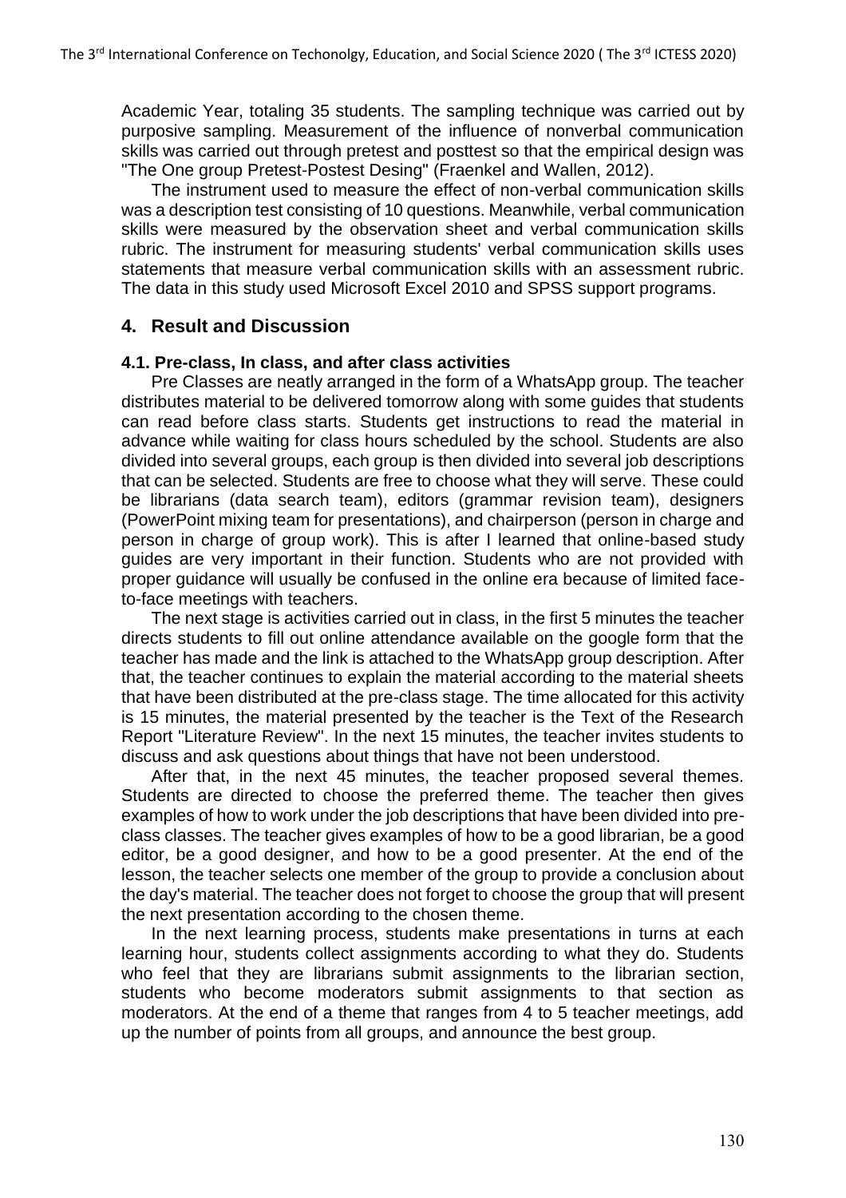Academic Year, totaling 35 students. The sampling technique was carried out by purposive sampling. Measurement of the influence of nonverbal communication skills was carried out through pretest and posttest so that the empirical design was "The One group Pretest-Postest Desing" (Fraenkel and Wallen, 2012).

The instrument used to measure the effect of non-verbal communication skills was a description test consisting of 10 questions. Meanwhile, verbal communication skills were measured by the observation sheet and verbal communication skills rubric. The instrument for measuring students' verbal communication skills uses statements that measure verbal communication skills with an assessment rubric. The data in this study used Microsoft Excel 2010 and SPSS support programs.

## 4. Result and Discussion

### 4.1. Pre-class, In class, and after class activities

Pre Classes are neatly arranged in the form of a WhatsApp group. The teacher distributes material to be delivered tomorrow along with some guides that students can read before class starts. Students get instructions to read the material in advance while waiting for class hours scheduled by the school. Students are also divided into several groups, each group is then divided into several job descriptions that can be selected. Students are free to choose what they will serve. These could be librarians (data search team), editors (grammar revision team), designers (PowerPoint mixing team for presentations), and chairperson (person in charge and person in charge of group work). This is after I learned that online-based study guides are very important in their function. Students who are not provided with proper guidance will usually be confused in the online era because of limited face-to-face meetings with teachers.

The next stage is activities carried out in class, in the first 5 minutes the teacher directs students to fill out online attendance available on the google form that the teacher has made and the link is attached to the WhatsApp group description. After that, the teacher continues to explain the material according to the material sheets that have been distributed at the pre-class stage. The time allocated for this activity is 15 minutes, the material presented by the teacher is the Text of the Research Report "Literature Review". In the next 15 minutes, the teacher invites students to discuss and ask questions about things that have not been understood.

After that, in the next 45 minutes, the teacher proposed several themes. Students are directed to choose the preferred theme. The teacher then gives examples of how to work under the job descriptions that have been divided into pre-class classes. The teacher gives examples of how to be a good librarian, be a good editor, be a good designer, and how to be a good presenter. At the end of the lesson, the teacher selects one member of the group to provide a conclusion about the day's material. The teacher does not forget to choose the group that will present the next presentation according to the chosen theme.

In the next learning process, students make presentations in turns at each learning hour, students collect assignments according to what they do. Students who feel that they are librarians submit assignments to the librarian section, students who become moderators submit assignments to that section as moderators. At the end of a theme that ranges from 4 to 5 teacher meetings, add up the number of points from all groups, and announce the best group.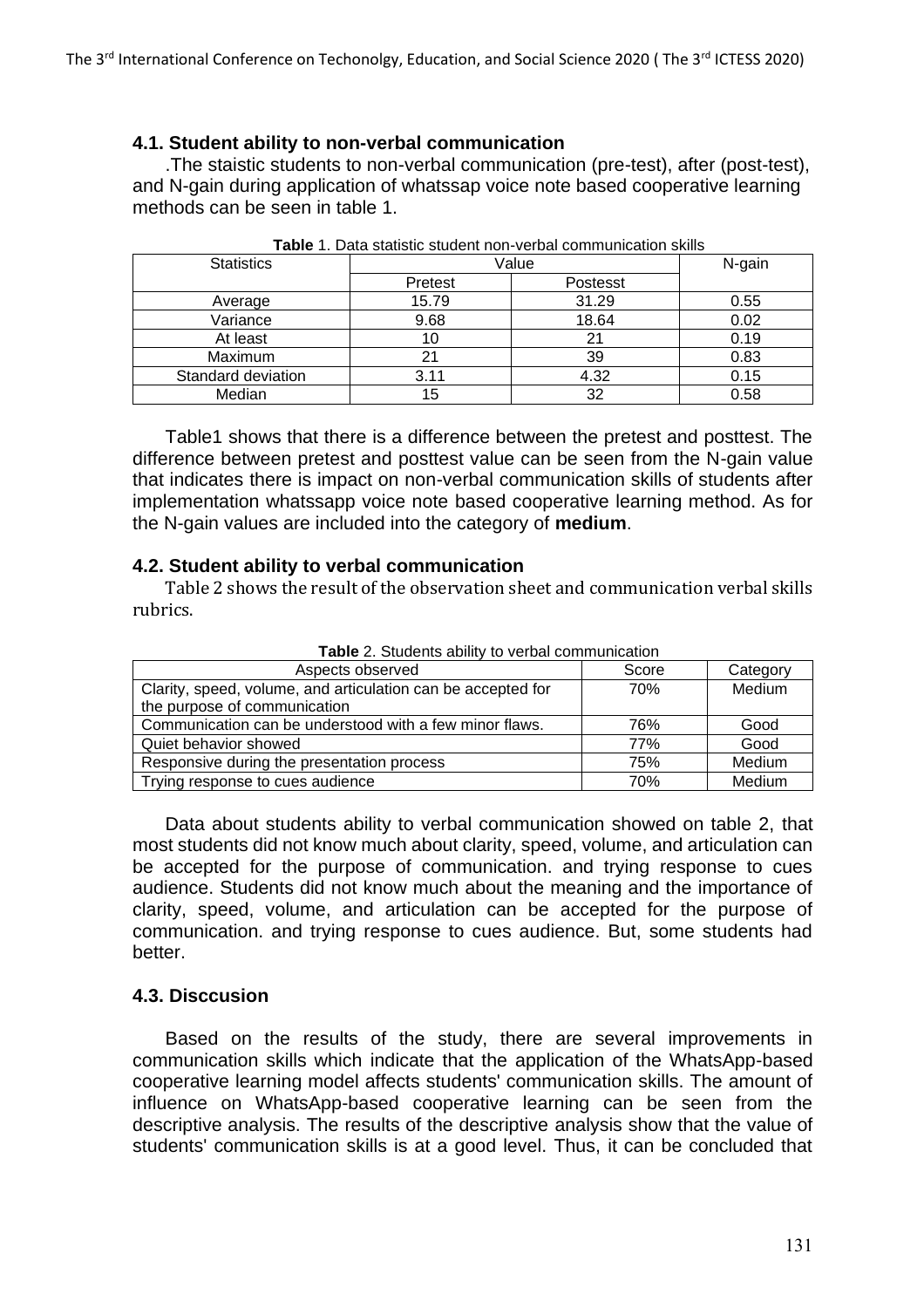### 4.1. Student ability to non-verbal communication

.The staistic students to non-verbal communication (pre-test), after (post-test), and N-gain during application of whatssap voice note based cooperative learning methods can be seen in table 1.

**Table** 1. Data statistic student non-verbal communication skills

| Statistics | Value | | N-gain |
|---|---|---|---|
| | Pretest | Postesst | |
| Average | 15.79 | 31.29 | 0.55 |
| Variance | 9.68 | 18.64 | 0.02 |
| At least | 10 | 21 | 0.19 |
| Maximum | 21 | 39 | 0.83 |
| Standard deviation | 3.11 | 4.32 | 0.15 |
| Median | 15 | 32 | 0.58 |

Table1 shows that there is a difference between the pretest and posttest. The difference between pretest and posttest value can be seen from the N-gain value that indicates there is impact on non-verbal communication skills of students after implementation whatssapp voice note based cooperative learning method. As for the N-gain values are included into the category of **medium**.

### 4.2. Student ability to verbal communication

Table 2 shows the result of the observation sheet and communication verbal skills rubrics.

**Table** 2. Students ability to verbal communication

| Aspects observed | Score | Category |
|---|---|---|
| Clarity, speed, volume, and articulation can be accepted for the purpose of communication | 70% | Medium |
| Communication can be understood with a few minor flaws. | 76% | Good |
| Quiet behavior showed | 77% | Good |
| Responsive during the presentation process | 75% | Medium |
| Trying response to cues audience | 70% | Medium |

Data about students ability to verbal communication showed on table 2, that most students did not know much about clarity, speed, volume, and articulation can be accepted for the purpose of communication. and trying response to cues audience. Students did not know much about the meaning and the importance of clarity, speed, volume, and articulation can be accepted for the purpose of communication. and trying response to cues audience. But, some students had better.

### 4.3. Disccusion

Based on the results of the study, there are several improvements in communication skills which indicate that the application of the WhatsApp-based cooperative learning model affects students' communication skills. The amount of influence on WhatsApp-based cooperative learning can be seen from the descriptive analysis. The results of the descriptive analysis show that the value of students' communication skills is at a good level. Thus, it can be concluded that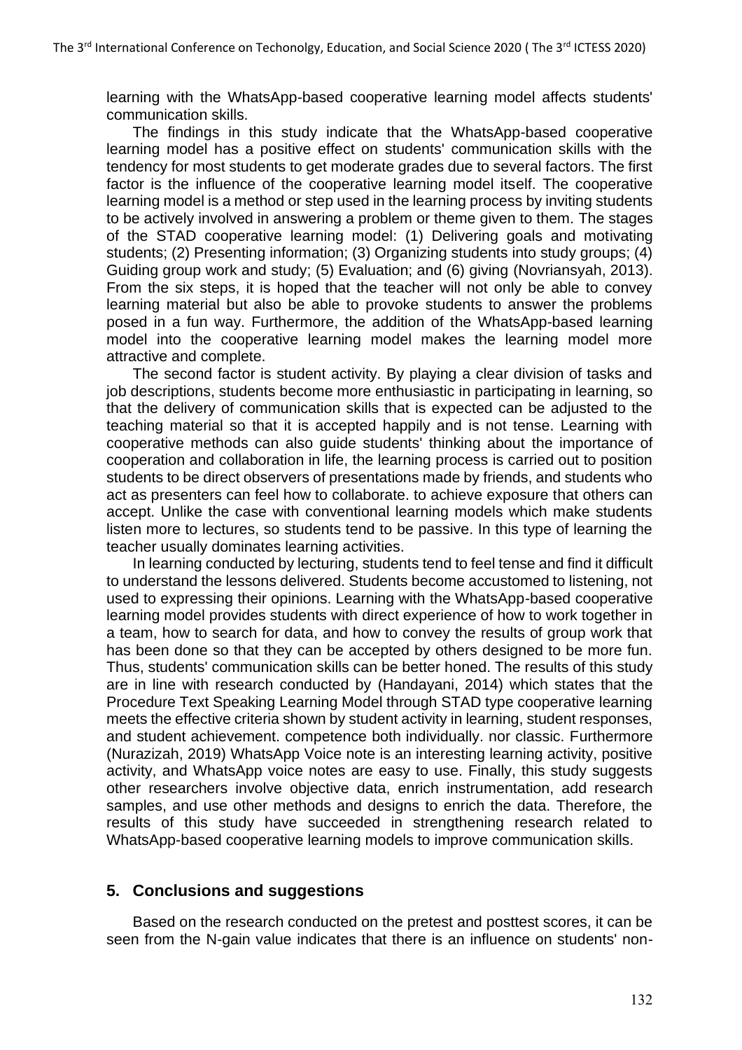learning with the WhatsApp-based cooperative learning model affects students' communication skills.

The findings in this study indicate that the WhatsApp-based cooperative learning model has a positive effect on students' communication skills with the tendency for most students to get moderate grades due to several factors. The first factor is the influence of the cooperative learning model itself. The cooperative learning model is a method or step used in the learning process by inviting students to be actively involved in answering a problem or theme given to them. The stages of the STAD cooperative learning model: (1) Delivering goals and motivating students; (2) Presenting information; (3) Organizing students into study groups; (4) Guiding group work and study; (5) Evaluation; and (6) giving (Novriansyah, 2013). From the six steps, it is hoped that the teacher will not only be able to convey learning material but also be able to provoke students to answer the problems posed in a fun way. Furthermore, the addition of the WhatsApp-based learning model into the cooperative learning model makes the learning model more attractive and complete.

The second factor is student activity. By playing a clear division of tasks and job descriptions, students become more enthusiastic in participating in learning, so that the delivery of communication skills that is expected can be adjusted to the teaching material so that it is accepted happily and is not tense. Learning with cooperative methods can also guide students' thinking about the importance of cooperation and collaboration in life, the learning process is carried out to position students to be direct observers of presentations made by friends, and students who act as presenters can feel how to collaborate. to achieve exposure that others can accept. Unlike the case with conventional learning models which make students listen more to lectures, so students tend to be passive. In this type of learning the teacher usually dominates learning activities.

In learning conducted by lecturing, students tend to feel tense and find it difficult to understand the lessons delivered. Students become accustomed to listening, not used to expressing their opinions. Learning with the WhatsApp-based cooperative learning model provides students with direct experience of how to work together in a team, how to search for data, and how to convey the results of group work that has been done so that they can be accepted by others designed to be more fun. Thus, students' communication skills can be better honed. The results of this study are in line with research conducted by (Handayani, 2014) which states that the Procedure Text Speaking Learning Model through STAD type cooperative learning meets the effective criteria shown by student activity in learning, student responses, and student achievement. competence both individually. nor classic. Furthermore (Nurazizah, 2019) WhatsApp Voice note is an interesting learning activity, positive activity, and WhatsApp voice notes are easy to use. Finally, this study suggests other researchers involve objective data, enrich instrumentation, add research samples, and use other methods and designs to enrich the data. Therefore, the results of this study have succeeded in strengthening research related to WhatsApp-based cooperative learning models to improve communication skills.

## 5. Conclusions and suggestions

Based on the research conducted on the pretest and posttest scores, it can be seen from the N-gain value indicates that there is an influence on students' non-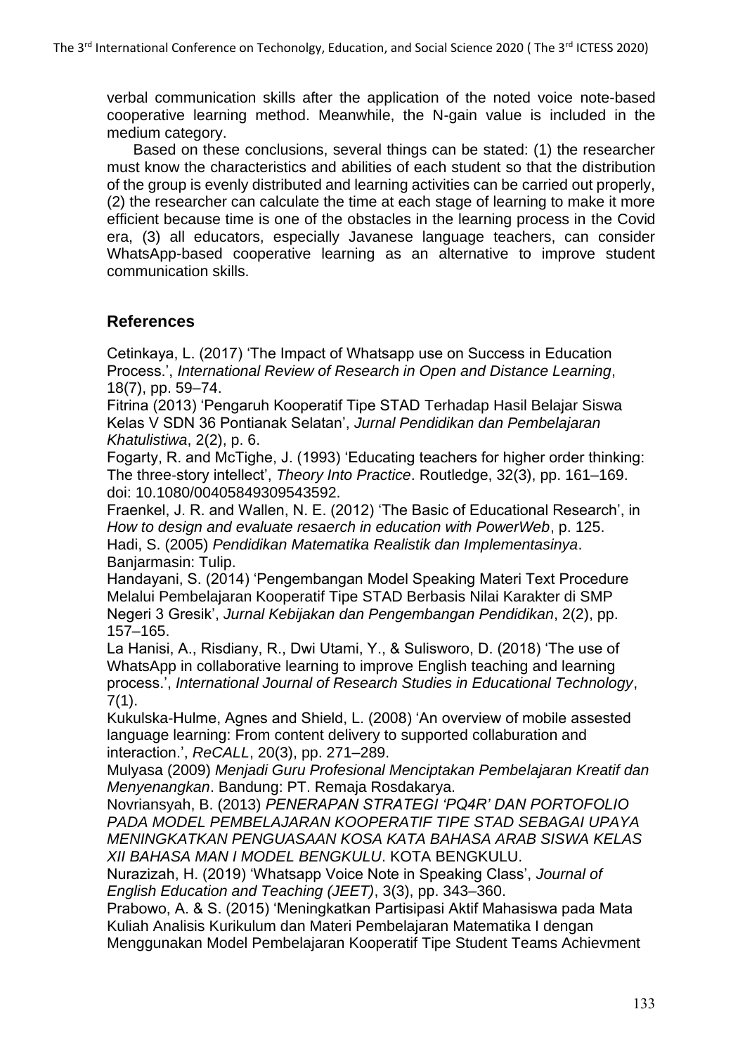verbal communication skills after the application of the noted voice note-based cooperative learning method. Meanwhile, the N-gain value is included in the medium category.

Based on these conclusions, several things can be stated: (1) the researcher must know the characteristics and abilities of each student so that the distribution of the group is evenly distributed and learning activities can be carried out properly, (2) the researcher can calculate the time at each stage of learning to make it more efficient because time is one of the obstacles in the learning process in the Covid era, (3) all educators, especially Javanese language teachers, can consider WhatsApp-based cooperative learning as an alternative to improve student communication skills.

## References

Cetinkaya, L. (2017) 'The Impact of Whatsapp use on Success in Education Process.', *International Review of Research in Open and Distance Learning*, 18(7), pp. 59–74.

Fitrina (2013) 'Pengaruh Kooperatif Tipe STAD Terhadap Hasil Belajar Siswa Kelas V SDN 36 Pontianak Selatan', *Jurnal Pendidikan dan Pembelajaran Khatulistiwa*, 2(2), p. 6.

Fogarty, R. and McTighe, J. (1993) 'Educating teachers for higher order thinking: The three-story intellect', *Theory Into Practice*. Routledge, 32(3), pp. 161–169. doi: 10.1080/00405849309543592.

Fraenkel, J. R. and Wallen, N. E. (2012) 'The Basic of Educational Research', in *How to design and evaluate resaerch in education with PowerWeb*, p. 125.

Hadi, S. (2005) *Pendidikan Matematika Realistik dan Implementasinya*. Banjarmasin: Tulip.

Handayani, S. (2014) 'Pengembangan Model Speaking Materi Text Procedure Melalui Pembelajaran Kooperatif Tipe STAD Berbasis Nilai Karakter di SMP Negeri 3 Gresik', *Jurnal Kebijakan dan Pengembangan Pendidikan*, 2(2), pp. 157–165.

La Hanisi, A., Risdiany, R., Dwi Utami, Y., & Sulisworo, D. (2018) 'The use of WhatsApp in collaborative learning to improve English teaching and learning process.', *International Journal of Research Studies in Educational Technology*, 7(1).

Kukulska-Hulme, Agnes and Shield, L. (2008) 'An overview of mobile assested language learning: From content delivery to supported collaburation and interaction.', *ReCALL*, 20(3), pp. 271–289.

Mulyasa (2009) *Menjadi Guru Profesional Menciptakan Pembelajaran Kreatif dan Menyenangkan*. Bandung: PT. Remaja Rosdakarya.

Novriansyah, B. (2013) *PENERAPAN STRATEGI 'PQ4R' DAN PORTOFOLIO PADA MODEL PEMBELAJARAN KOOPERATIF TIPE STAD SEBAGAI UPAYA MENINGKATKAN PENGUASAAN KOSA KATA BAHASA ARAB SISWA KELAS XII BAHASA MAN I MODEL BENGKULU*. KOTA BENGKULU.

Nurazizah, H. (2019) 'Whatsapp Voice Note in Speaking Class', *Journal of English Education and Teaching (JEET)*, 3(3), pp. 343–360.

Prabowo, A. & S. (2015) 'Meningkatkan Partisipasi Aktif Mahasiswa pada Mata Kuliah Analisis Kurikulum dan Materi Pembelajaran Matematika I dengan Menggunakan Model Pembelajaran Kooperatif Tipe Student Teams Achievment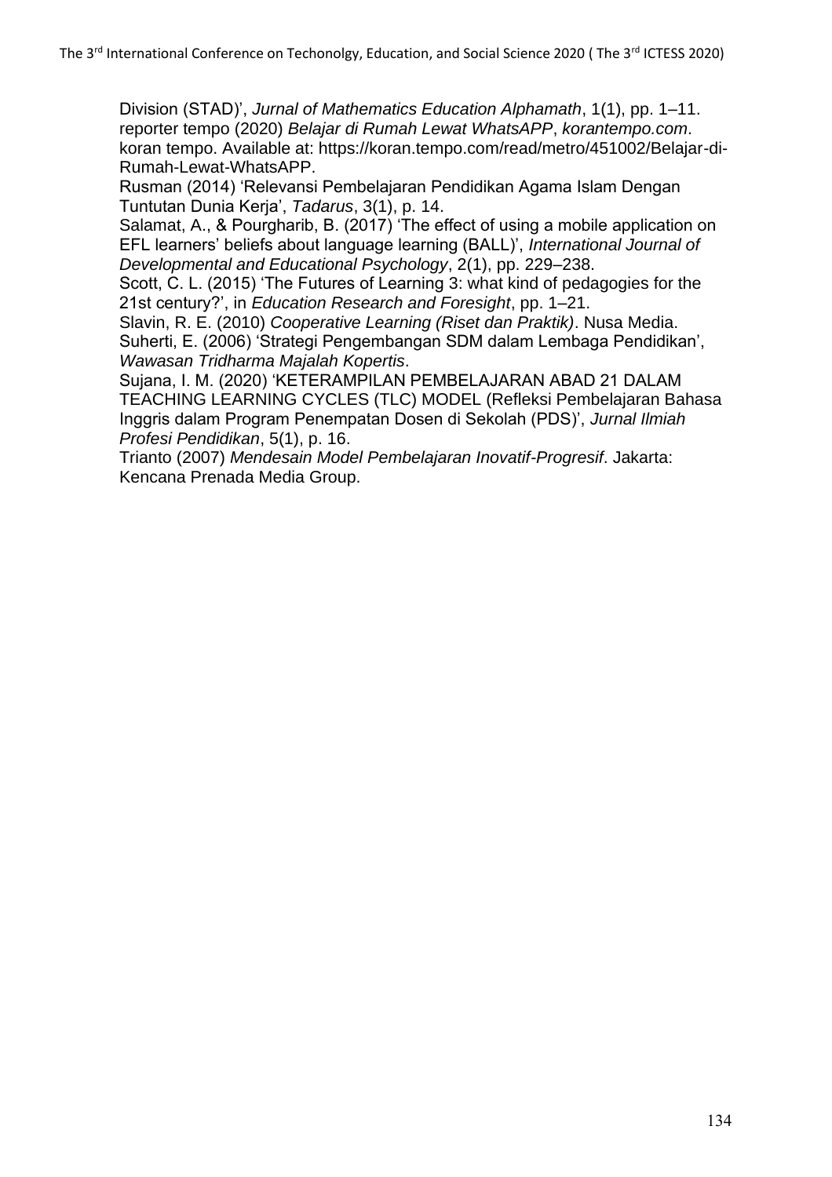Division (STAD)', *Jurnal of Mathematics Education Alphamath*, 1(1), pp. 1–11.

reporter tempo (2020) *Belajar di Rumah Lewat WhatsAPP*, *korantempo.com*. koran tempo. Available at: https://koran.tempo.com/read/metro/451002/Belajar-di-Rumah-Lewat-WhatsAPP.

Rusman (2014) 'Relevansi Pembelajaran Pendidikan Agama Islam Dengan Tuntutan Dunia Kerja', *Tadarus*, 3(1), p. 14.

Salamat, A., & Pourgharib, B. (2017) 'The effect of using a mobile application on EFL learners' beliefs about language learning (BALL)', *International Journal of Developmental and Educational Psychology*, 2(1), pp. 229–238.

Scott, C. L. (2015) 'The Futures of Learning 3: what kind of pedagogies for the 21st century?', in *Education Research and Foresight*, pp. 1–21.

Slavin, R. E. (2010) *Cooperative Learning (Riset dan Praktik)*. Nusa Media.

Suherti, E. (2006) 'Strategi Pengembangan SDM dalam Lembaga Pendidikan', *Wawasan Tridharma Majalah Kopertis*.

Sujana, I. M. (2020) 'KETERAMPILAN PEMBELAJARAN ABAD 21 DALAM TEACHING LEARNING CYCLES (TLC) MODEL (Refleksi Pembelajaran Bahasa Inggris dalam Program Penempatan Dosen di Sekolah (PDS)', *Jurnal Ilmiah Profesi Pendidikan*, 5(1), p. 16.

Trianto (2007) *Mendesain Model Pembelajaran Inovatif-Progresif*. Jakarta: Kencana Prenada Media Group.